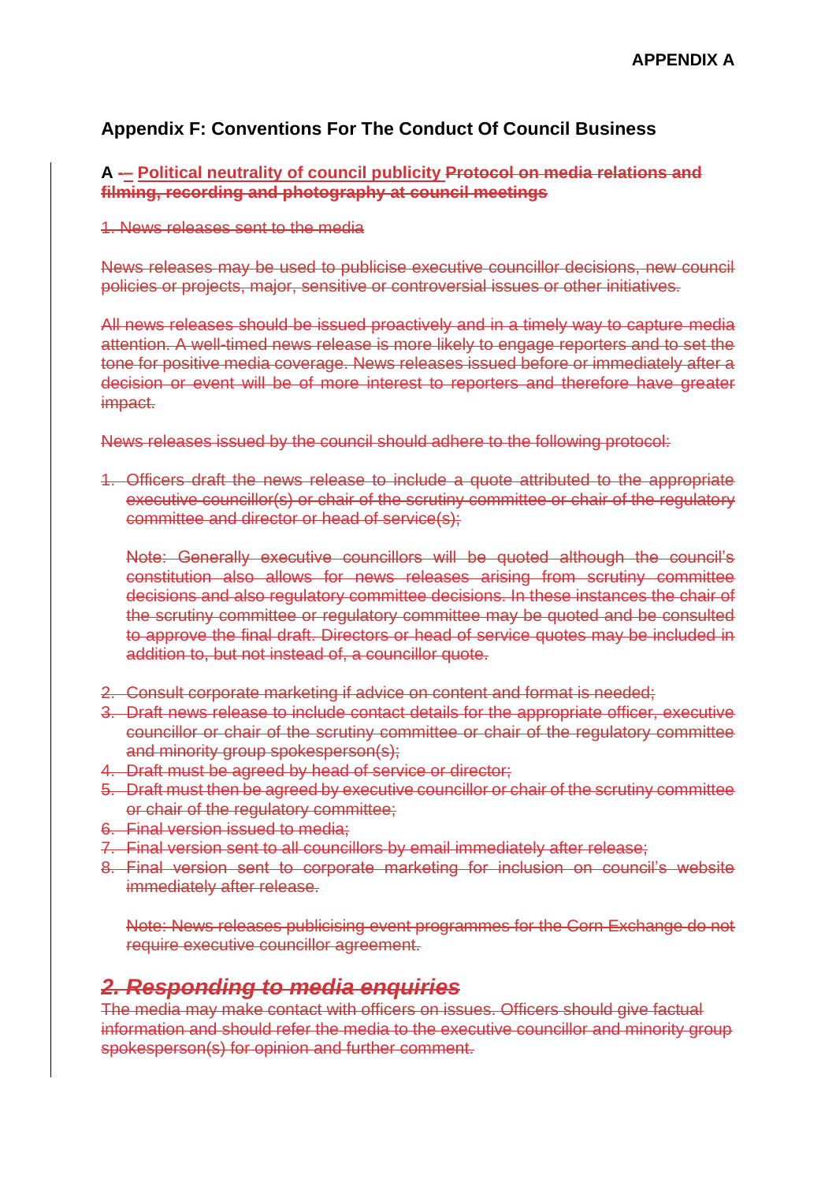APPENDIX A

## Appendix F: Conventions For The Conduct Of Council Business

**A -– Political neutrality of council publicity ~~Protocol on media relations and filming, recording and photography at council meetings~~**

~~1. News releases sent to the media~~

~~News releases may be used to publicise executive councillor decisions, new council policies or projects, major, sensitive or controversial issues or other initiatives.~~

~~All news releases should be issued proactively and in a timely way to capture media attention. A well-timed news release is more likely to engage reporters and to set the tone for positive media coverage. News releases issued before or immediately after a decision or event will be of more interest to reporters and therefore have greater impact.~~

~~News releases issued by the council should adhere to the following protocol:~~

1. ~~Officers draft the news release to include a quote attributed to the appropriate executive councillor(s) or chair of the scrutiny committee or chair of the regulatory committee and director or head of service(s);~~

   ~~Note: Generally executive councillors will be quoted although the council's constitution also allows for news releases arising from scrutiny committee decisions and also regulatory committee decisions. In these instances the chair of the scrutiny committee or regulatory committee may be quoted and be consulted to approve the final draft. Directors or head of service quotes may be included in addition to, but not instead of, a councillor quote.~~

2. ~~Consult corporate marketing if advice on content and format is needed;~~
3. ~~Draft news release to include contact details for the appropriate officer, executive councillor or chair of the scrutiny committee or chair of the regulatory committee and minority group spokesperson(s);~~
4. ~~Draft must be agreed by head of service or director;~~
5. ~~Draft must then be agreed by executive councillor or chair of the scrutiny committee or chair of the regulatory committee;~~
6. ~~Final version issued to media;~~
7. ~~Final version sent to all councillors by email immediately after release;~~
8. ~~Final version sent to corporate marketing for inclusion on council's website immediately after release.~~

   ~~Note: News releases publicising event programmes for the Corn Exchange do not require executive councillor agreement.~~

## ~~*2. Responding to media enquiries*~~

~~The media may make contact with officers on issues. Officers should give factual information and should refer the media to the executive councillor and minority group spokesperson(s) for opinion and further comment.~~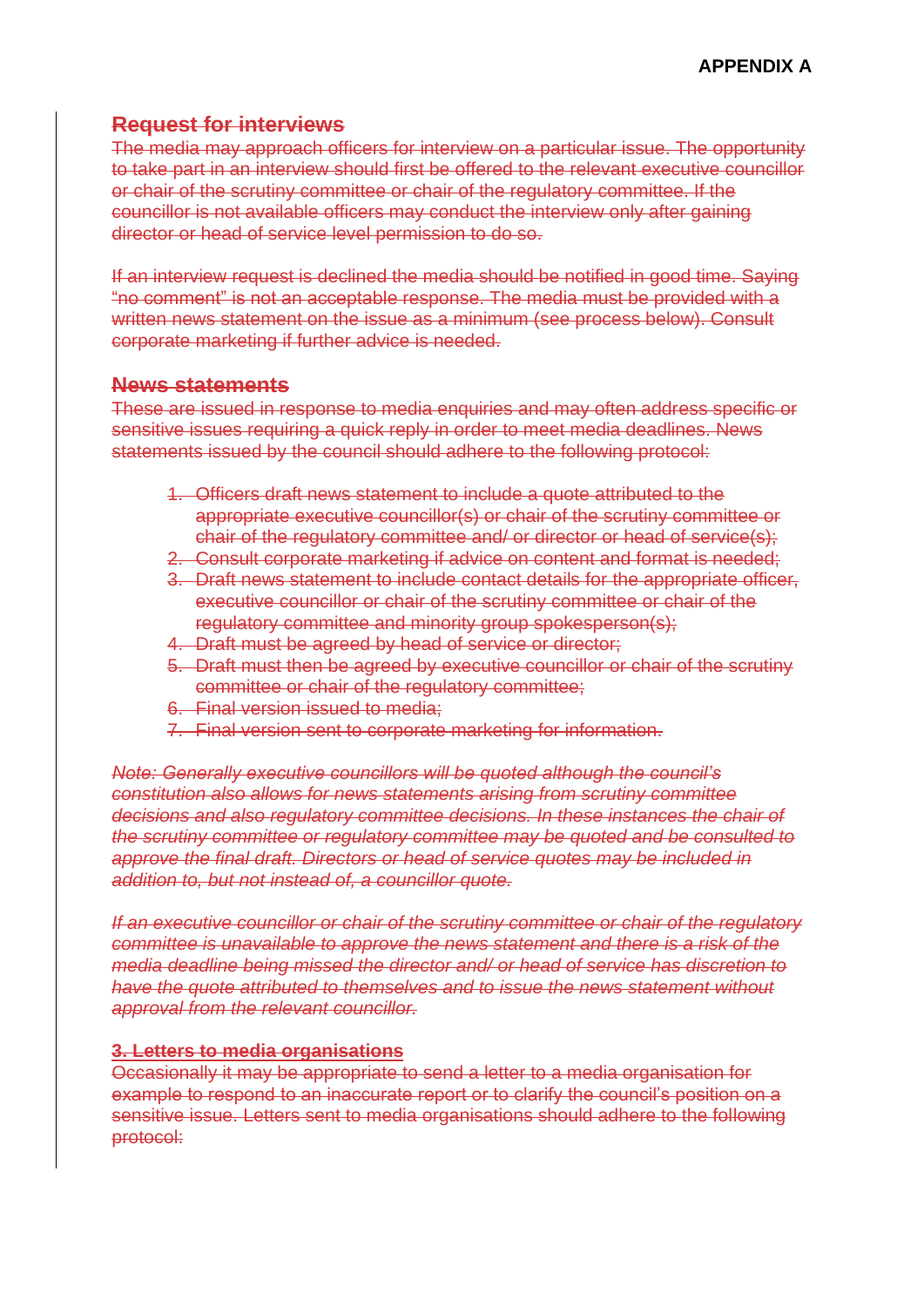**APPENDIX A**

## ~~Request for interviews~~

~~The media may approach officers for interview on a particular issue. The opportunity to take part in an interview should first be offered to the relevant executive councillor or chair of the scrutiny committee or chair of the regulatory committee. If the councillor is not available officers may conduct the interview only after gaining director or head of service level permission to do so.~~

~~If an interview request is declined the media should be notified in good time. Saying "no comment" is not an acceptable response. The media must be provided with a written news statement on the issue as a minimum (see process below). Consult corporate marketing if further advice is needed.~~

## ~~News statements~~

~~These are issued in response to media enquiries and may often address specific or sensitive issues requiring a quick reply in order to meet media deadlines. News statements issued by the council should adhere to the following protocol:~~

1. ~~Officers draft news statement to include a quote attributed to the appropriate executive councillor(s) or chair of the scrutiny committee or chair of the regulatory committee and/ or director or head of service(s);~~
2. ~~Consult corporate marketing if advice on content and format is needed;~~
3. ~~Draft news statement to include contact details for the appropriate officer, executive councillor or chair of the scrutiny committee or chair of the regulatory committee and minority group spokesperson(s);~~
4. ~~Draft must be agreed by head of service or director;~~
5. ~~Draft must then be agreed by executive councillor or chair of the scrutiny committee or chair of the regulatory committee;~~
6. ~~Final version issued to media;~~
7. ~~Final version sent to corporate marketing for information.~~

*~~Note: Generally executive councillors will be quoted although the council's constitution also allows for news statements arising from scrutiny committee decisions and also regulatory committee decisions. In these instances the chair of the scrutiny committee or regulatory committee may be quoted and be consulted to approve the final draft. Directors or head of service quotes may be included in addition to, but not instead of, a councillor quote.~~*

*~~If an executive councillor or chair of the scrutiny committee or chair of the regulatory committee is unavailable to approve the news statement and there is a risk of the media deadline being missed the director and/ or head of service has discretion to have the quote attributed to themselves and to issue the news statement without approval from the relevant councillor.~~*

### ~~3. Letters to media organisations~~

~~Occasionally it may be appropriate to send a letter to a media organisation for example to respond to an inaccurate report or to clarify the council's position on a sensitive issue. Letters sent to media organisations should adhere to the following protocol:~~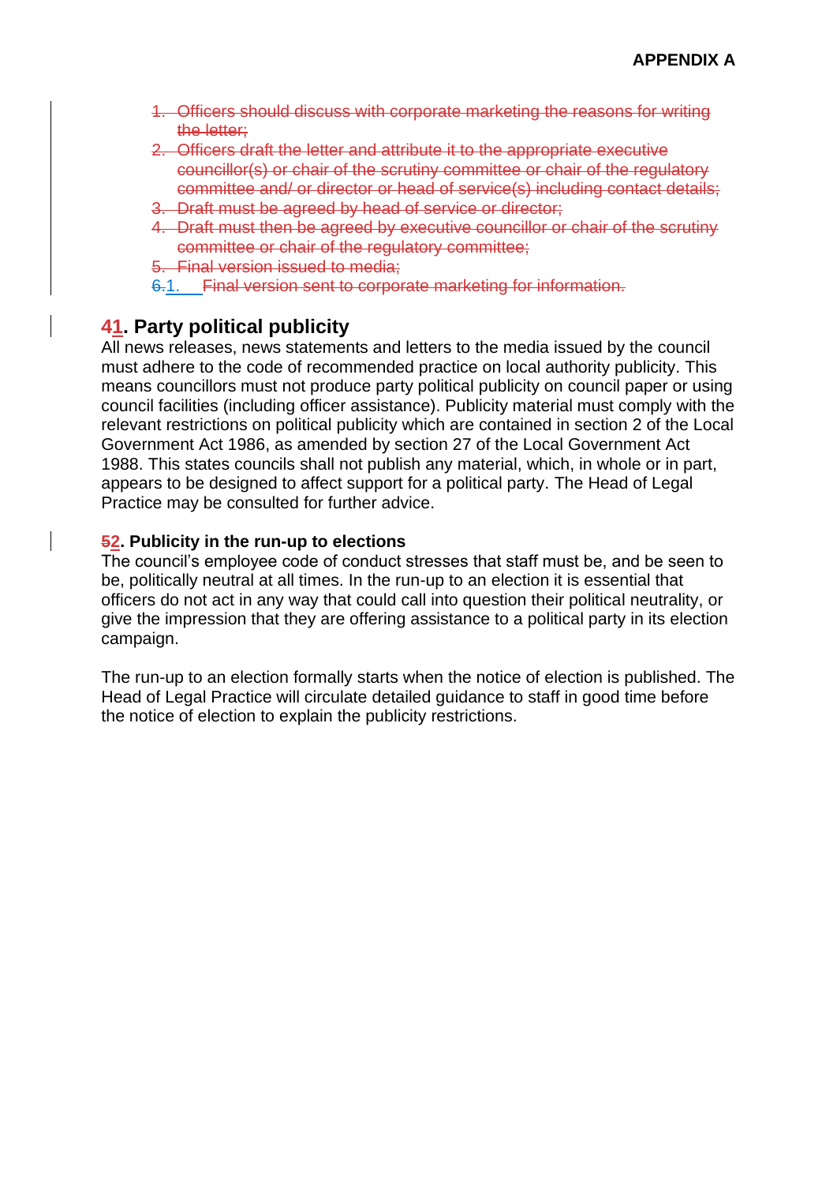1. ~~Officers should discuss with corporate marketing the reasons for writing the letter;~~
2. ~~Officers draft the letter and attribute it to the appropriate executive councillor(s) or chair of the scrutiny committee or chair of the regulatory committee and/ or director or head of service(s) including contact details;~~
3. ~~Draft must be agreed by head of service or director;~~
4. ~~Draft must then be agreed by executive councillor or chair of the scrutiny committee or chair of the regulatory committee;~~
5. ~~Final version issued to media;~~
6. ~~6.~~1. ~~Final version sent to corporate marketing for information.~~

## ~~4~~1. Party political publicity

All news releases, news statements and letters to the media issued by the council must adhere to the code of recommended practice on local authority publicity. This means councillors must not produce party political publicity on council paper or using council facilities (including officer assistance). Publicity material must comply with the relevant restrictions on political publicity which are contained in section 2 of the Local Government Act 1986, as amended by section 27 of the Local Government Act 1988. This states councils shall not publish any material, which, in whole or in part, appears to be designed to affect support for a political party. The Head of Legal Practice may be consulted for further advice.

**~~5~~2. Publicity in the run-up to elections**

The council's employee code of conduct stresses that staff must be, and be seen to be, politically neutral at all times. In the run-up to an election it is essential that officers do not act in any way that could call into question their political neutrality, or give the impression that they are offering assistance to a political party in its election campaign.

The run-up to an election formally starts when the notice of election is published. The Head of Legal Practice will circulate detailed guidance to staff in good time before the notice of election to explain the publicity restrictions.